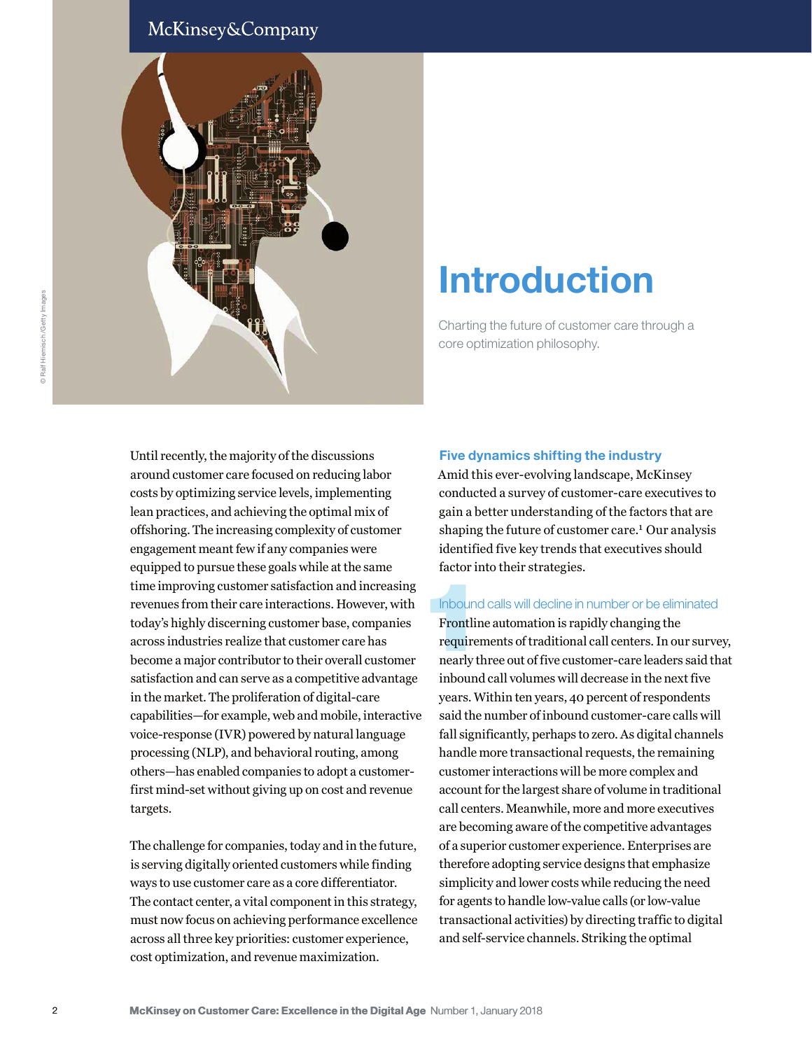# Introduction

Charting the future of customer care through a core optimization philosophy.

Until recently, the majority of the discussions around customer care focused on reducing labor costs by optimizing service levels, implementing lean practices, and achieving the optimal mix of offshoring. The increasing complexity of customer engagement meant few if any companies were equipped to pursue these goals while at the same time improving customer satisfaction and increasing revenues from their care interactions. However, with today's highly discerning customer base, companies across industries realize that customer care has become a major contributor to their overall customer satisfaction and can serve as a competitive advantage in the market. The proliferation of digital-care capabilities—for example, web and mobile, interactive voice-response (IVR) powered by natural language processing (NLP), and behavioral routing, among others—has enabled companies to adopt a customer-first mind-set without giving up on cost and revenue targets.

The challenge for companies, today and in the future, is serving digitally oriented customers while finding ways to use customer care as a core differentiator. The contact center, a vital component in this strategy, must now focus on achieving performance excellence across all three key priorities: customer experience, cost optimization, and revenue maximization.

## Five dynamics shifting the industry

Amid this ever-evolving landscape, McKinsey conducted a survey of customer-care executives to gain a better understanding of the factors that are shaping the future of customer care.[1] Our analysis identified five key trends that executives should factor into their strategies.

### 1 Inbound calls will decline in number or be eliminated

Frontline automation is rapidly changing the requirements of traditional call centers. In our survey, nearly three out of five customer-care leaders said that inbound call volumes will decrease in the next five years. Within ten years, 40 percent of respondents said the number of inbound customer-care calls will fall significantly, perhaps to zero. As digital channels handle more transactional requests, the remaining customer interactions will be more complex and account for the largest share of volume in traditional call centers. Meanwhile, more and more executives are becoming aware of the competitive advantages of a superior customer experience. Enterprises are therefore adopting service designs that emphasize simplicity and lower costs while reducing the need for agents to handle low-value calls (or low-value transactional activities) by directing traffic to digital and self-service channels. Striking the optimal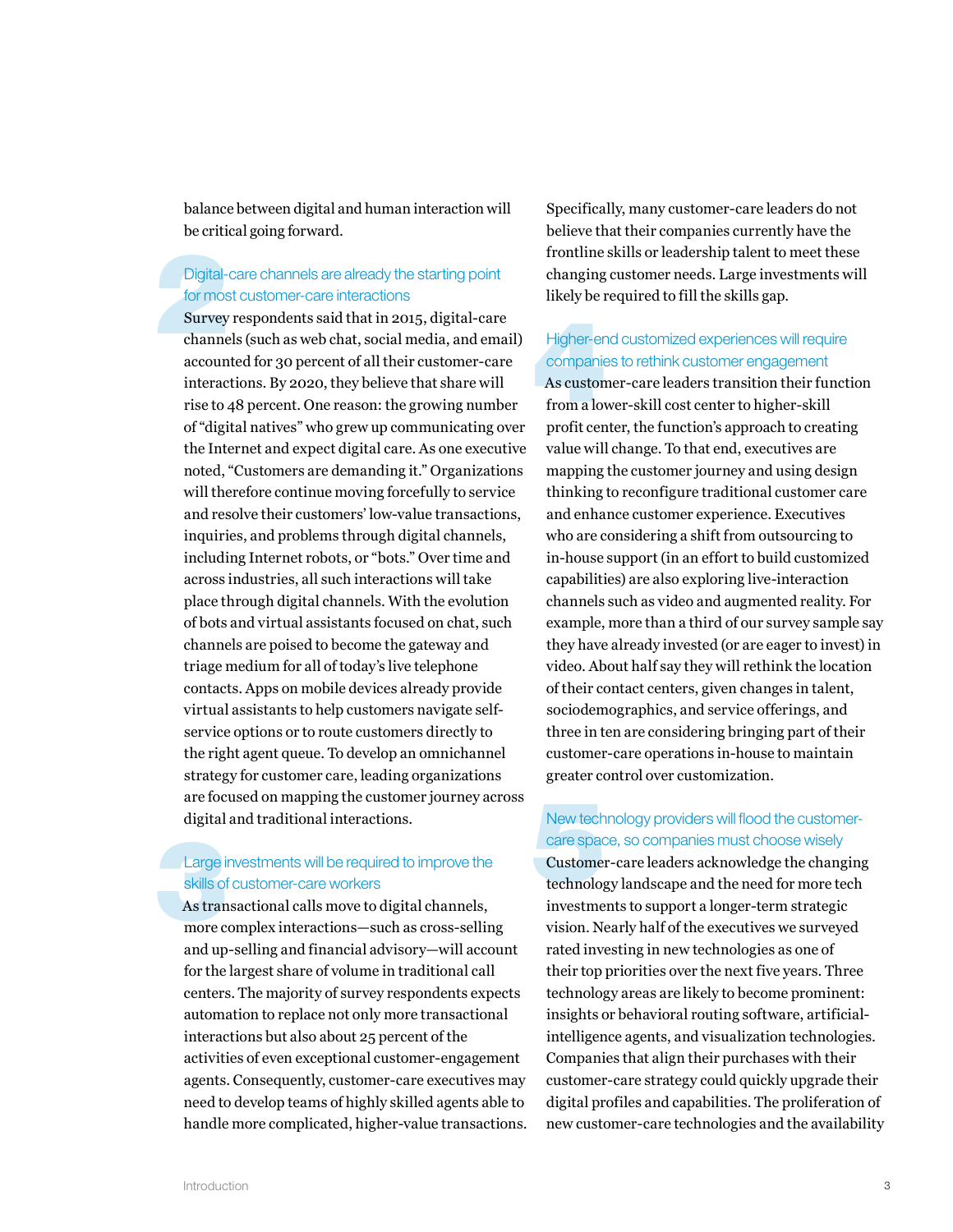balance between digital and human interaction will be critical going forward.

### 2 Digital-care channels are already the starting point for most customer-care interactions

Survey respondents said that in 2015, digital-care channels (such as web chat, social media, and email) accounted for 30 percent of all their customer-care interactions. By 2020, they believe that share will rise to 48 percent. One reason: the growing number of "digital natives" who grew up communicating over the Internet and expect digital care. As one executive noted, "Customers are demanding it." Organizations will therefore continue moving forcefully to service and resolve their customers' low-value transactions, inquiries, and problems through digital channels, including Internet robots, or "bots." Over time and across industries, all such interactions will take place through digital channels. With the evolution of bots and virtual assistants focused on chat, such channels are poised to become the gateway and triage medium for all of today's live telephone contacts. Apps on mobile devices already provide virtual assistants to help customers navigate self-service options or to route customers directly to the right agent queue. To develop an omnichannel strategy for customer care, leading organizations are focused on mapping the customer journey across digital and traditional interactions.

### 3 Large investments will be required to improve the skills of customer-care workers

As transactional calls move to digital channels, more complex interactions—such as cross-selling and up-selling and financial advisory—will account for the largest share of volume in traditional call centers. The majority of survey respondents expects automation to replace not only more transactional interactions but also about 25 percent of the activities of even exceptional customer-engagement agents. Consequently, customer-care executives may need to develop teams of highly skilled agents able to handle more complicated, higher-value transactions. Specifically, many customer-care leaders do not believe that their companies currently have the frontline skills or leadership talent to meet these changing customer needs. Large investments will likely be required to fill the skills gap.

### 4 Higher-end customized experiences will require companies to rethink customer engagement

As customer-care leaders transition their function from a lower-skill cost center to higher-skill profit center, the function's approach to creating value will change. To that end, executives are mapping the customer journey and using design thinking to reconfigure traditional customer care and enhance customer experience. Executives who are considering a shift from outsourcing to in-house support (in an effort to build customized capabilities) are also exploring live-interaction channels such as video and augmented reality. For example, more than a third of our survey sample say they have already invested (or are eager to invest) in video. About half say they will rethink the location of their contact centers, given changes in talent, sociodemographics, and service offerings, and three in ten are considering bringing part of their customer-care operations in-house to maintain greater control over customization.

### 5 New technology providers will flood the customer-care space, so companies must choose wisely

Customer-care leaders acknowledge the changing technology landscape and the need for more tech investments to support a longer-term strategic vision. Nearly half of the executives we surveyed rated investing in new technologies as one of their top priorities over the next five years. Three technology areas are likely to become prominent: insights or behavioral routing software, artificial-intelligence agents, and visualization technologies. Companies that align their purchases with their customer-care strategy could quickly upgrade their digital profiles and capabilities. The proliferation of new customer-care technologies and the availability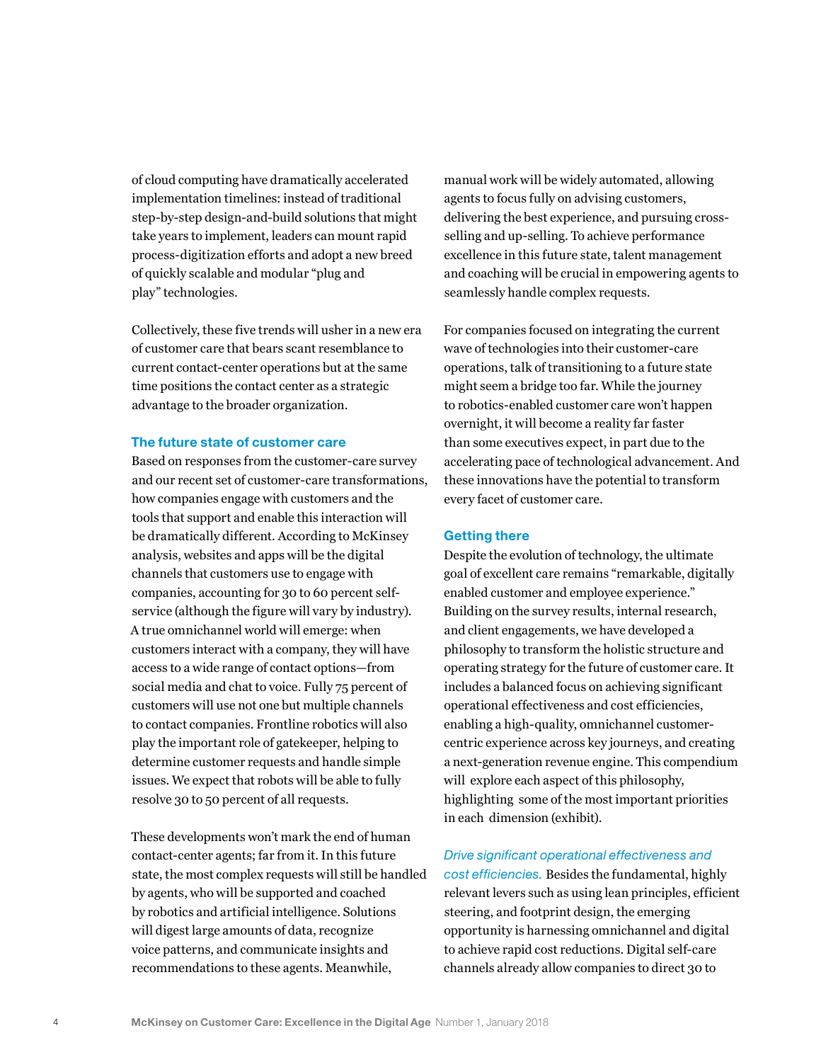of cloud computing have dramatically accelerated implementation timelines: instead of traditional step-by-step design-and-build solutions that might take years to implement, leaders can mount rapid process-digitization efforts and adopt a new breed of quickly scalable and modular "plug and play" technologies.

Collectively, these five trends will usher in a new era of customer care that bears scant resemblance to current contact-center operations but at the same time positions the contact center as a strategic advantage to the broader organization.

## The future state of customer care

Based on responses from the customer-care survey and our recent set of customer-care transformations, how companies engage with customers and the tools that support and enable this interaction will be dramatically different. According to McKinsey analysis, websites and apps will be the digital channels that customers use to engage with companies, accounting for 30 to 60 percent self-service (although the figure will vary by industry). A true omnichannel world will emerge: when customers interact with a company, they will have access to a wide range of contact options—from social media and chat to voice. Fully 75 percent of customers will use not one but multiple channels to contact companies. Frontline robotics will also play the important role of gatekeeper, helping to determine customer requests and handle simple issues. We expect that robots will be able to fully resolve 30 to 50 percent of all requests.

These developments won't mark the end of human contact-center agents; far from it. In this future state, the most complex requests will still be handled by agents, who will be supported and coached by robotics and artificial intelligence. Solutions will digest large amounts of data, recognize voice patterns, and communicate insights and recommendations to these agents. Meanwhile, manual work will be widely automated, allowing agents to focus fully on advising customers, delivering the best experience, and pursuing cross-selling and up-selling. To achieve performance excellence in this future state, talent management and coaching will be crucial in empowering agents to seamlessly handle complex requests.

For companies focused on integrating the current wave of technologies into their customer-care operations, talk of transitioning to a future state might seem a bridge too far. While the journey to robotics-enabled customer care won't happen overnight, it will become a reality far faster than some executives expect, in part due to the accelerating pace of technological advancement. And these innovations have the potential to transform every facet of customer care.

## Getting there

Despite the evolution of technology, the ultimate goal of excellent care remains "remarkable, digitally enabled customer and employee experience." Building on the survey results, internal research, and client engagements, we have developed a philosophy to transform the holistic structure and operating strategy for the future of customer care. It includes a balanced focus on achieving significant operational effectiveness and cost efficiencies, enabling a high-quality, omnichannel customer-centric experience across key journeys, and creating a next-generation revenue engine. This compendium will explore each aspect of this philosophy, highlighting some of the most important priorities in each dimension (exhibit).

*Drive significant operational effectiveness and cost efficiencies.* Besides the fundamental, highly relevant levers such as using lean principles, efficient steering, and footprint design, the emerging opportunity is harnessing omnichannel and digital to achieve rapid cost reductions. Digital self-care channels already allow companies to direct 30 to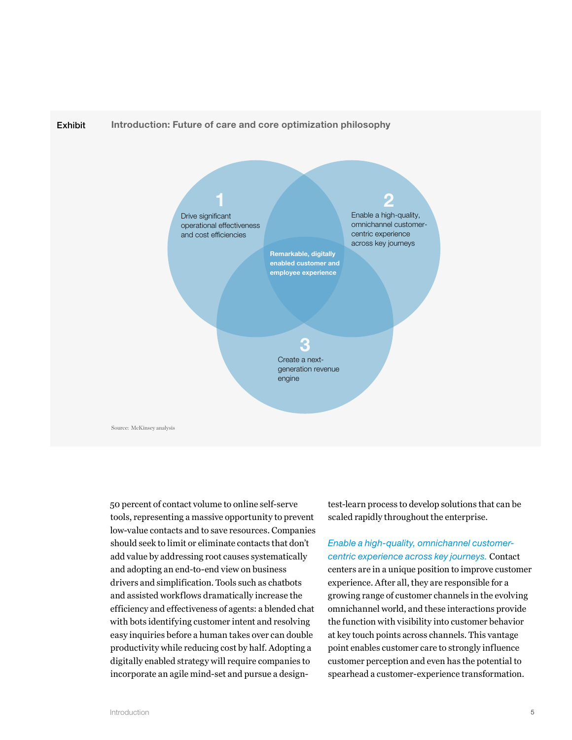Exhibit

**Introduction: Future of care and core optimization philosophy**

1 Drive significant operational effectiveness and cost efficiencies

2 Enable a high-quality, omnichannel customer-centric experience across key journeys

3 Create a next-generation revenue engine

**Remarkable, digitally enabled customer and employee experience**

Source: McKinsey analysis

50 percent of contact volume to online self-serve tools, representing a massive opportunity to prevent low-value contacts and to save resources. Companies should seek to limit or eliminate contacts that don't add value by addressing root causes systematically and adopting an end-to-end view on business drivers and simplification. Tools such as chatbots and assisted workflows dramatically increase the efficiency and effectiveness of agents: a blended chat with bots identifying customer intent and resolving easy inquiries before a human takes over can double productivity while reducing cost by half. Adopting a digitally enabled strategy will require companies to incorporate an agile mind-set and pursue a design-test-learn process to develop solutions that can be scaled rapidly throughout the enterprise.

*Enable a high-quality, omnichannel customer-centric experience across key journeys.* Contact centers are in a unique position to improve customer experience. After all, they are responsible for a growing range of customer channels in the evolving omnichannel world, and these interactions provide the function with visibility into customer behavior at key touch points across channels. This vantage point enables customer care to strongly influence customer perception and even has the potential to spearhead a customer-experience transformation.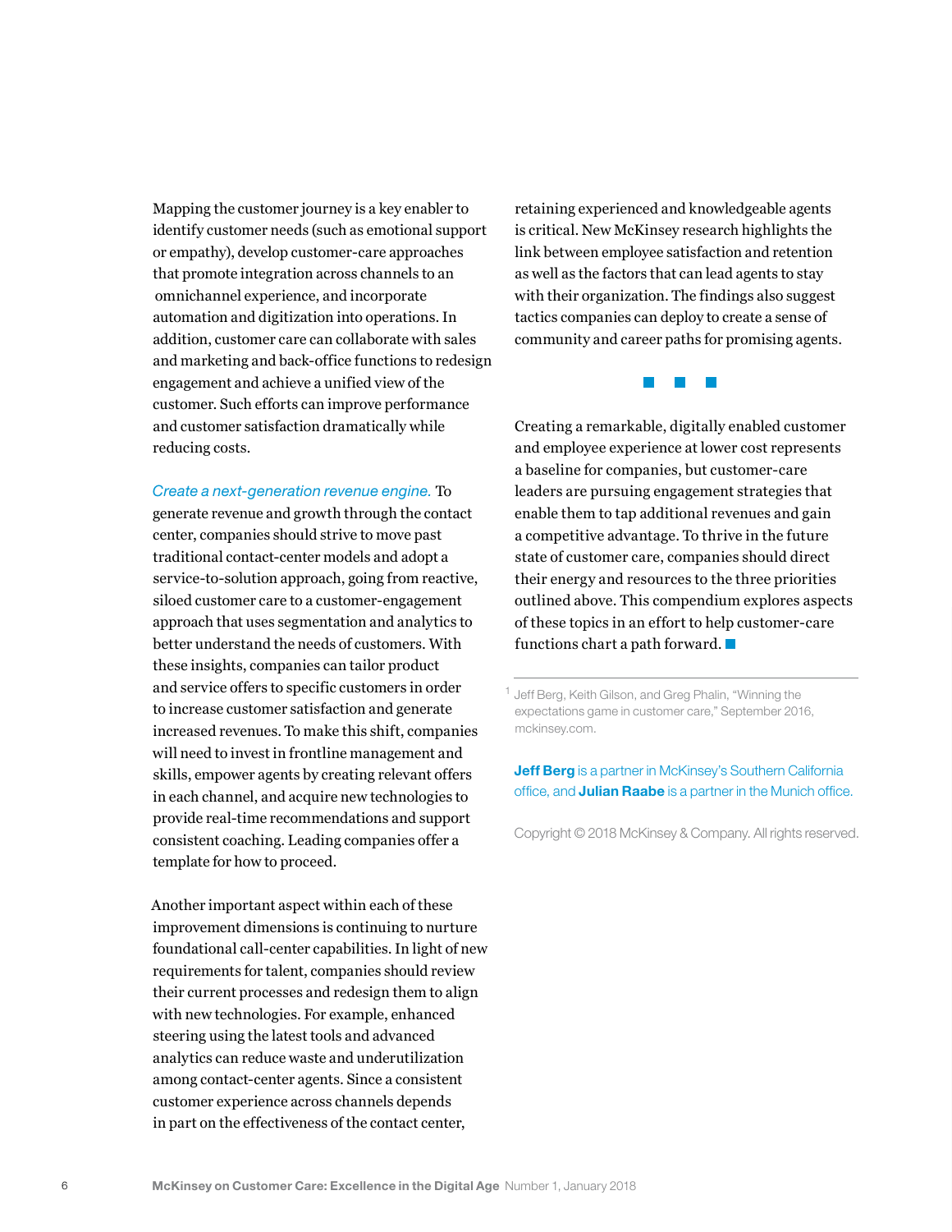Mapping the customer journey is a key enabler to identify customer needs (such as emotional support or empathy), develop customer-care approaches that promote integration across channels to an omnichannel experience, and incorporate automation and digitization into operations. In addition, customer care can collaborate with sales and marketing and back-office functions to redesign engagement and achieve a unified view of the customer. Such efforts can improve performance and customer satisfaction dramatically while reducing costs.

*Create a next-generation revenue engine.* To generate revenue and growth through the contact center, companies should strive to move past traditional contact-center models and adopt a service-to-solution approach, going from reactive, siloed customer care to a customer-engagement approach that uses segmentation and analytics to better understand the needs of customers. With these insights, companies can tailor product and service offers to specific customers in order to increase customer satisfaction and generate increased revenues. To make this shift, companies will need to invest in frontline management and skills, empower agents by creating relevant offers in each channel, and acquire new technologies to provide real-time recommendations and support consistent coaching. Leading companies offer a template for how to proceed.

Another important aspect within each of these improvement dimensions is continuing to nurture foundational call-center capabilities. In light of new requirements for talent, companies should review their current processes and redesign them to align with new technologies. For example, enhanced steering using the latest tools and advanced analytics can reduce waste and underutilization among contact-center agents. Since a consistent customer experience across channels depends in part on the effectiveness of the contact center, retaining experienced and knowledgeable agents is critical. New McKinsey research highlights the link between employee satisfaction and retention as well as the factors that can lead agents to stay with their organization. The findings also suggest tactics companies can deploy to create a sense of community and career paths for promising agents.

■ ■ ■

Creating a remarkable, digitally enabled customer and employee experience at lower cost represents a baseline for companies, but customer-care leaders are pursuing engagement strategies that enable them to tap additional revenues and gain a competitive advantage. To thrive in the future state of customer care, companies should direct their energy and resources to the three priorities outlined above. This compendium explores aspects of these topics in an effort to help customer-care functions chart a path forward. ■

---

[1] Jeff Berg, Keith Gilson, and Greg Phalin, "Winning the expectations game in customer care," September 2016, mckinsey.com.

**Jeff Berg** is a partner in McKinsey's Southern California office, and **Julian Raabe** is a partner in the Munich office.

Copyright © 2018 McKinsey & Company. All rights reserved.